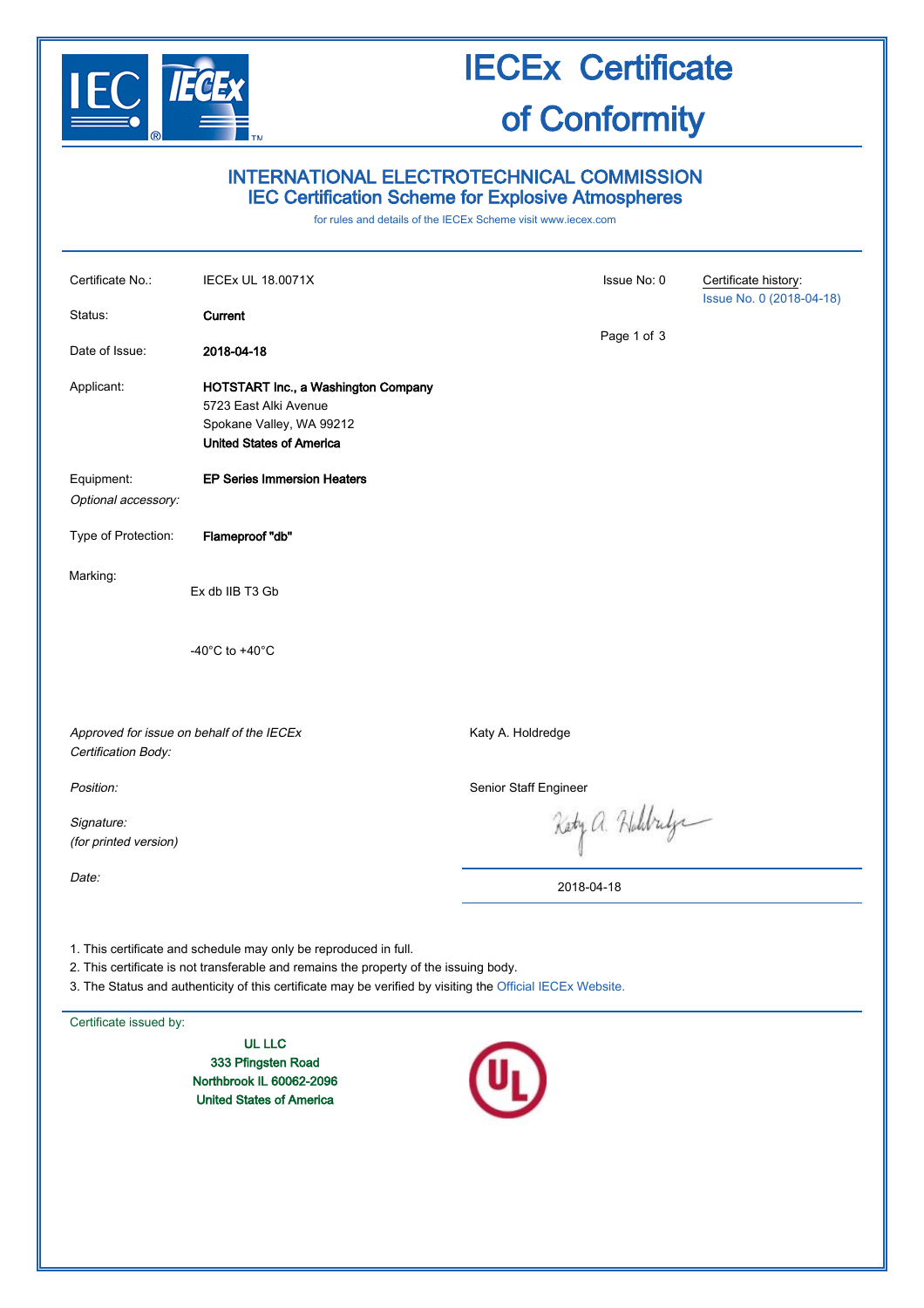# IECEx Certificate of Conformity

## INTERNATIONAL ELECTROTECHNICAL COMMISSION
## IEC Certification Scheme for Explosive Atmospheres

for rules and details of the IECEx Scheme visit www.iecex.com

| | | | |
|---|---|---|---|
| Certificate No.: | IECEx UL 18.0071X | Issue No: 0 | Certificate history: Issue No. 0 (2018-04-18) |
| Status: | **Current** | | |
| Date of Issue: | **2018-04-18** | | |
| Applicant: | **HOTSTART Inc., a Washington Company**<br>5723 East Alki Avenue<br>Spokane Valley, WA 99212<br>**United States of America** | | |
| Equipment: | **EP Series Immersion Heaters** | | |
| *Optional accessory:* | | | |
| Type of Protection: | **Flameproof "db"** | | |
| Marking: | Ex db IIB T3 Gb<br><br>-40°C to +40°C | | |

| | |
|---|---|
| *Approved for issue on behalf of the IECEx Certification Body:* | Katy A. Holdredge |
| *Position:* | Senior Staff Engineer |
| *Signature: (for printed version)* | |
| *Date:* | 2018-04-18 |

1. This certificate and schedule may only be reproduced in full.
2. This certificate is not transferable and remains the property of the issuing body.
3. The Status and authenticity of this certificate may be verified by visiting the Official IECEx Website.

Certificate issued by:

**UL LLC**
**333 Pfingsten Road**
**Northbrook IL 60062-2096**
**United States of America**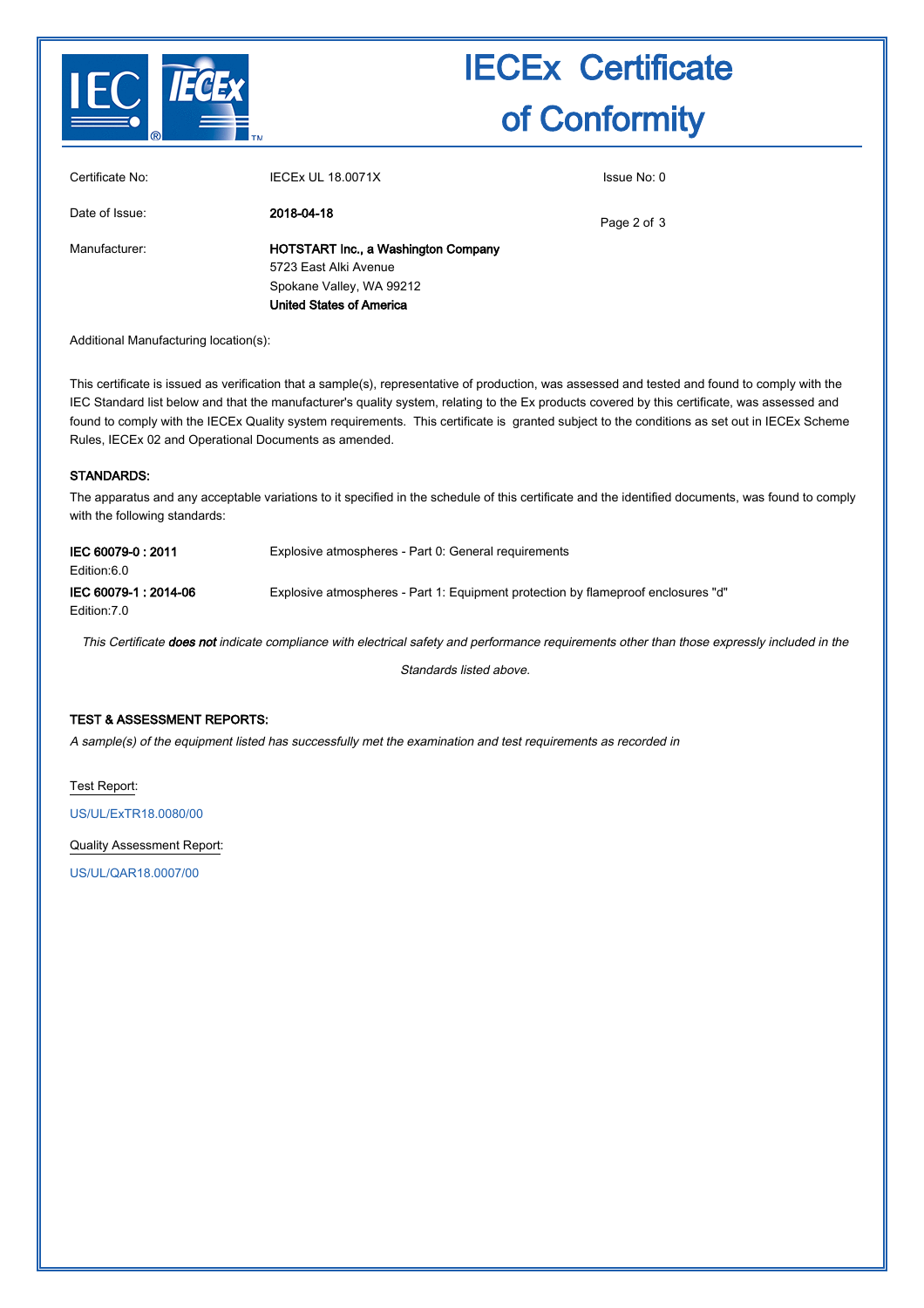# IECEx Certificate of Conformity

| | | |
|---|---|---|
| Certificate No: | IECEx UL 18.0071X | Issue No: 0 |
| Date of Issue: | **2018-04-18** | |
| Manufacturer: | **HOTSTART Inc., a Washington Company**<br>5723 East Alki Avenue<br>Spokane Valley, WA 99212<br>**United States of America** | |

Additional Manufacturing location(s):

This certificate is issued as verification that a sample(s), representative of production, was assessed and tested and found to comply with the IEC Standard list below and that the manufacturer's quality system, relating to the Ex products covered by this certificate, was assessed and found to comply with the IECEx Quality system requirements. This certificate is granted subject to the conditions as set out in IECEx Scheme Rules, IECEx 02 and Operational Documents as amended.

## STANDARDS:

The apparatus and any acceptable variations to it specified in the schedule of this certificate and the identified documents, was found to comply with the following standards:

| | |
|---|---|
| **IEC 60079-0 : 2011**<br>Edition:6.0 | Explosive atmospheres - Part 0: General requirements |
| **IEC 60079-1 : 2014-06**<br>Edition:7.0 | Explosive atmospheres - Part 1: Equipment protection by flameproof enclosures "d" |

*This Certificate **does not** indicate compliance with electrical safety and performance requirements other than those expressly included in the Standards listed above.*

## TEST & ASSESSMENT REPORTS:

*A sample(s) of the equipment listed has successfully met the examination and test requirements as recorded in*

Test Report:

US/UL/ExTR18.0080/00

Quality Assessment Report:

US/UL/QAR18.0007/00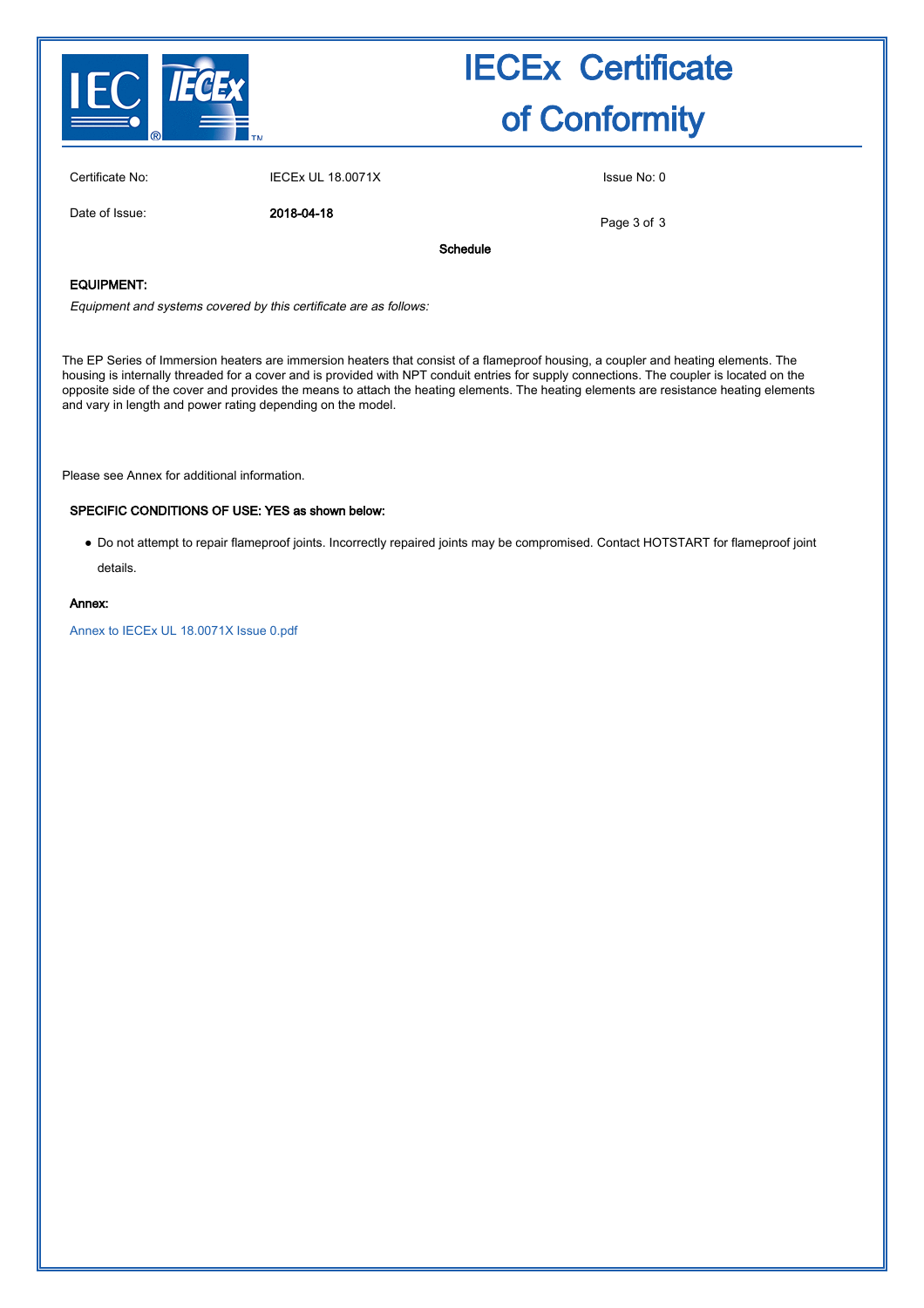# IECEx Certificate of Conformity

Certificate No: IECEx UL 18.0071X

Issue No: 0

Date of Issue: **2018-04-18**

**Schedule**

**EQUIPMENT:**

*Equipment and systems covered by this certificate are as follows:*

The EP Series of Immersion heaters are immersion heaters that consist of a flameproof housing, a coupler and heating elements. The housing is internally threaded for a cover and is provided with NPT conduit entries for supply connections. The coupler is located on the opposite side of the cover and provides the means to attach the heating elements. The heating elements are resistance heating elements and vary in length and power rating depending on the model.

Please see Annex for additional information.

**SPECIFIC CONDITIONS OF USE: YES as shown below:**

- Do not attempt to repair flameproof joints. Incorrectly repaired joints may be compromised. Contact HOTSTART for flameproof joint details.

**Annex:**

Annex to IECEx UL 18.0071X Issue 0.pdf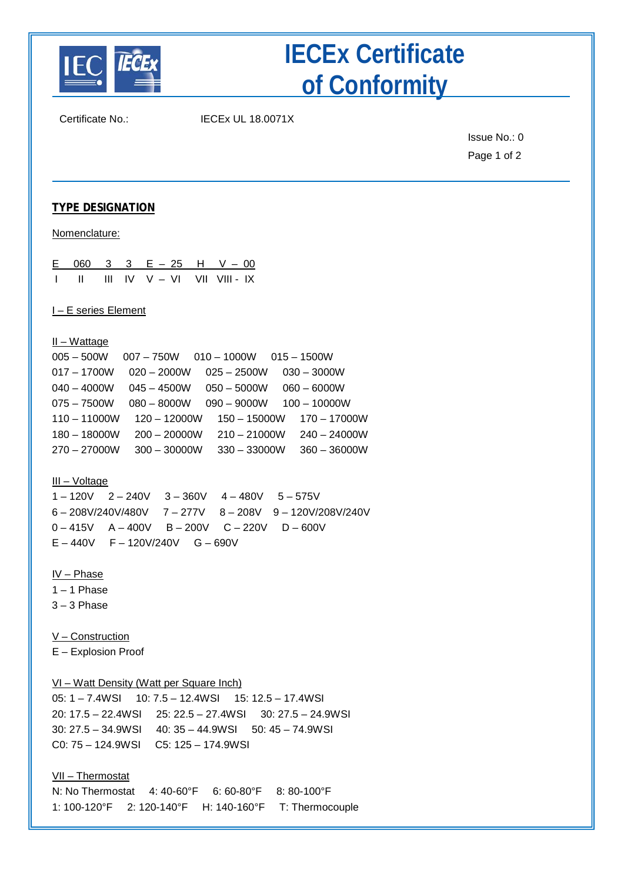# IECEx Certificate of Conformity

Certificate No.: IECEx UL 18.0071X

Issue No.: 0

**TYPE DESIGNATION**

Nomenclature:

E 060 3 3 E – 25 H V – 00
I II III IV V – VI VII VIII - IX

I – E series Element

II – Wattage

005 – 500W 007 – 750W 010 – 1000W 015 – 1500W
017 – 1700W 020 – 2000W 025 – 2500W 030 – 3000W
040 – 4000W 045 – 4500W 050 – 5000W 060 – 6000W
075 – 7500W 080 – 8000W 090 – 9000W 100 – 10000W
110 – 11000W 120 – 12000W 150 – 15000W 170 – 17000W
180 – 18000W 200 – 20000W 210 – 21000W 240 – 24000W
270 – 27000W 300 – 30000W 330 – 33000W 360 – 36000W

III – Voltage

1 – 120V 2 – 240V 3 – 360V 4 – 480V 5 – 575V
6 – 208V/240V/480V 7 – 277V 8 – 208V 9 – 120V/208V/240V
0 – 415V A – 400V B – 200V C – 220V D – 600V
E – 440V F – 120V/240V G – 690V

IV – Phase

1 – 1 Phase
3 – 3 Phase

V – Construction

E – Explosion Proof

VI – Watt Density (Watt per Square Inch)

05: 1 – 7.4WSI 10: 7.5 – 12.4WSI 15: 12.5 – 17.4WSI
20: 17.5 – 22.4WSI 25: 22.5 – 27.4WSI 30: 27.5 – 24.9WSI
30: 27.5 – 34.9WSI 40: 35 – 44.9WSI 50: 45 – 74.9WSI
C0: 75 – 124.9WSI C5: 125 – 174.9WSI

VII – Thermostat

N: No Thermostat 4: 40-60°F 6: 60-80°F 8: 80-100°F
1: 100-120°F 2: 120-140°F H: 140-160°F T: Thermocouple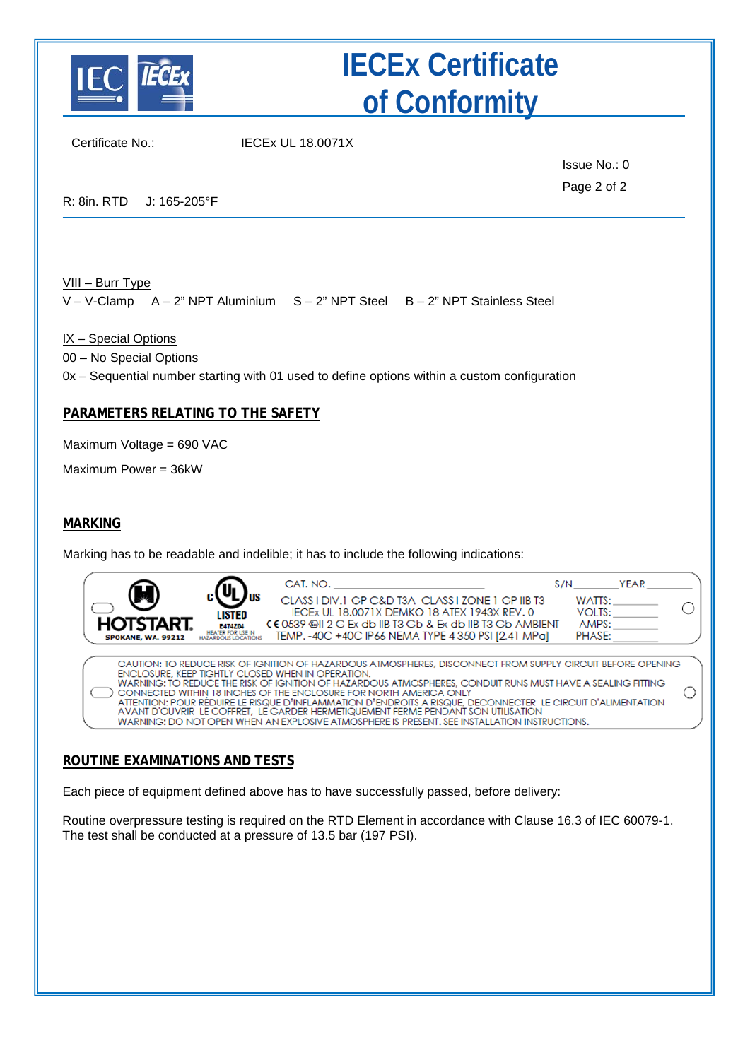R: 8in. RTD  J: 165-205°F

VIII – Burr Type

V – V-Clamp  A – 2" NPT Aluminium  S – 2" NPT Steel  B – 2" NPT Stainless Steel

IX – Special Options

00 – No Special Options

0x – Sequential number starting with 01 used to define options within a custom configuration

## PARAMETERS RELATING TO THE SAFETY

Maximum Voltage = 690 VAC

Maximum Power = 36kW

## MARKING

Marking has to be readable and indelible; it has to include the following indications:

HOTSTART. SPOKANE, WA. 99212

c UL us LISTED E474204 HEATER FOR USE IN HAZARDOUS LOCATIONS

CAT. NO. ______ S/N ______ YEAR ______

CLASS I DIV.1 GP C&D T3A CLASS I ZONE 1 GP IIB T3
IECEx UL 18.0071X DEMKO 18 ATEX 1943X REV. 0
CE 0539 II 2 G Ex db IIB T3 Gb & Ex db IIB T3 Gb AMBIENT
TEMP. -40C +40C IP66 NEMA TYPE 4 350 PSI [2.41 MPa]

WATTS: ______
VOLTS: ______
AMPS: ______
PHASE: ______

CAUTION: TO REDUCE RISK OF IGNITION OF HAZARDOUS ATMOSPHERES, DISCONNECT FROM SUPPLY CIRCUIT BEFORE OPENING ENCLOSURE, KEEP TIGHTLY CLOSED WHEN IN OPERATION.
WARNING: TO REDUCE THE RISK OF IGNITION OF HAZARDOUS ATMOSPHERES, CONDUIT RUNS MUST HAVE A SEALING FITTING CONNECTED WITHIN 18 INCHES OF THE ENCLOSURE FOR NORTH AMERICA ONLY
ATTENTION: POUR RÉDUIRE LE RISQUE D'INFLAMMATION D'ENDROITS A RISQUE, DECONNECTER LE CIRCUIT D'ALIMENTATION AVANT D'OUVRIR LE COFFRET, LE GARDER HERMETIQUEMENT FERME PENDANT SON UTILISATION
WARNING: DO NOT OPEN WHEN AN EXPLOSIVE ATMOSPHERE IS PRESENT. SEE INSTALLATION INSTRUCTIONS.

## ROUTINE EXAMINATIONS AND TESTS

Each piece of equipment defined above has to have successfully passed, before delivery:

Routine overpressure testing is required on the RTD Element in accordance with Clause 16.3 of IEC 60079-1. The test shall be conducted at a pressure of 13.5 bar (197 PSI).